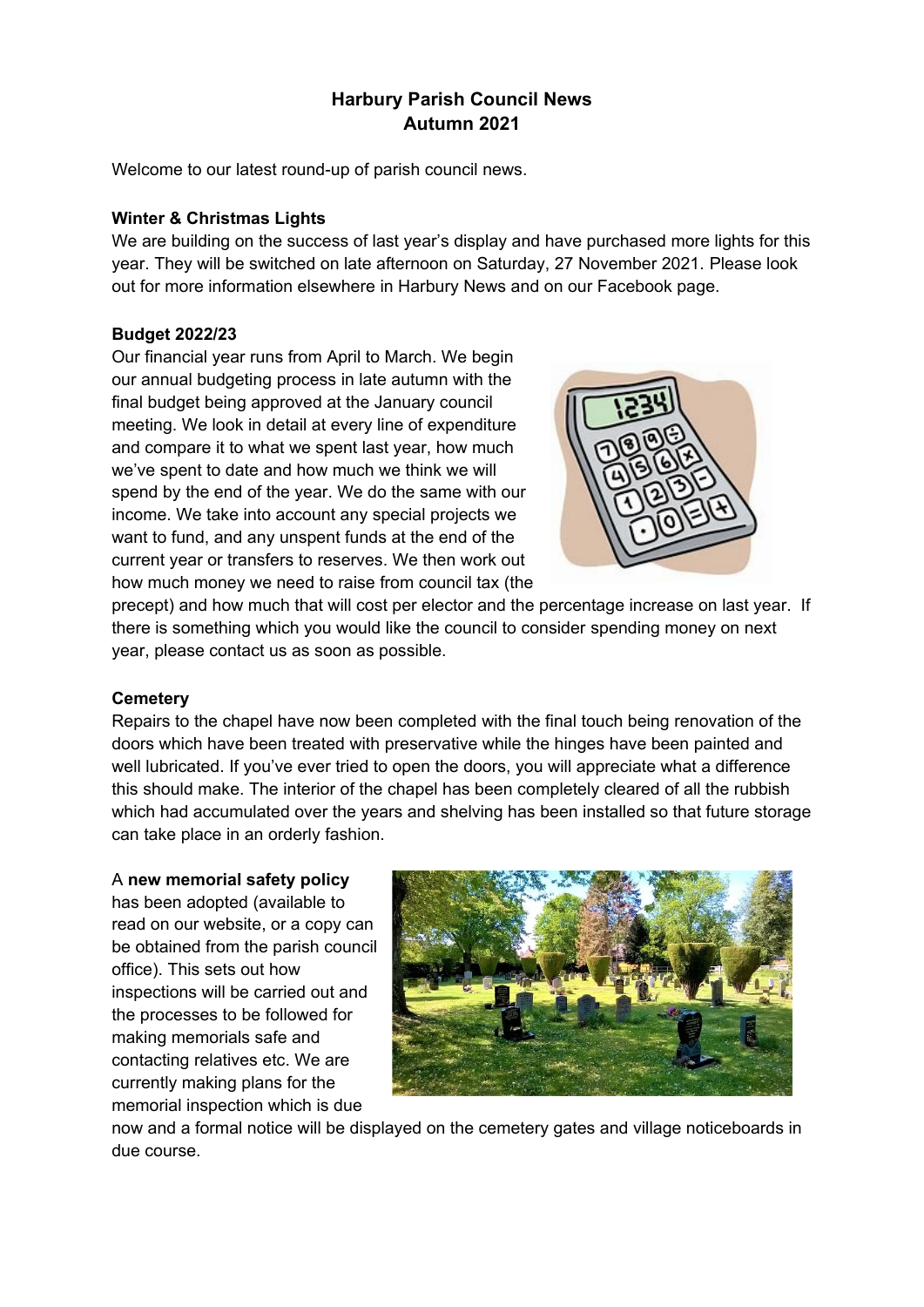# Harbury Parish Council News
## Autumn 2021

Welcome to our latest round-up of parish council news.

**Winter & Christmas Lights**

We are building on the success of last year's display and have purchased more lights for this year. They will be switched on late afternoon on Saturday, 27 November 2021. Please look out for more information elsewhere in Harbury News and on our Facebook page.

**Budget 2022/23**

Our financial year runs from April to March. We begin our annual budgeting process in late autumn with the final budget being approved at the January council meeting. We look in detail at every line of expenditure and compare it to what we spent last year, how much we've spent to date and how much we think we will spend by the end of the year. We do the same with our income. We take into account any special projects we want to fund, and any unspent funds at the end of the current year or transfers to reserves. We then work out how much money we need to raise from council tax (the precept) and how much that will cost per elector and the percentage increase on last year. If there is something which you would like the council to consider spending money on next year, please contact us as soon as possible.

**Cemetery**

Repairs to the chapel have now been completed with the final touch being renovation of the doors which have been treated with preservative while the hinges have been painted and well lubricated. If you've ever tried to open the doors, you will appreciate what a difference this should make. The interior of the chapel has been completely cleared of all the rubbish which had accumulated over the years and shelving has been installed so that future storage can take place in an orderly fashion.

A **new memorial safety policy** has been adopted (available to read on our website, or a copy can be obtained from the parish council office). This sets out how inspections will be carried out and the processes to be followed for making memorials safe and contacting relatives etc. We are currently making plans for the memorial inspection which is due now and a formal notice will be displayed on the cemetery gates and village noticeboards in due course.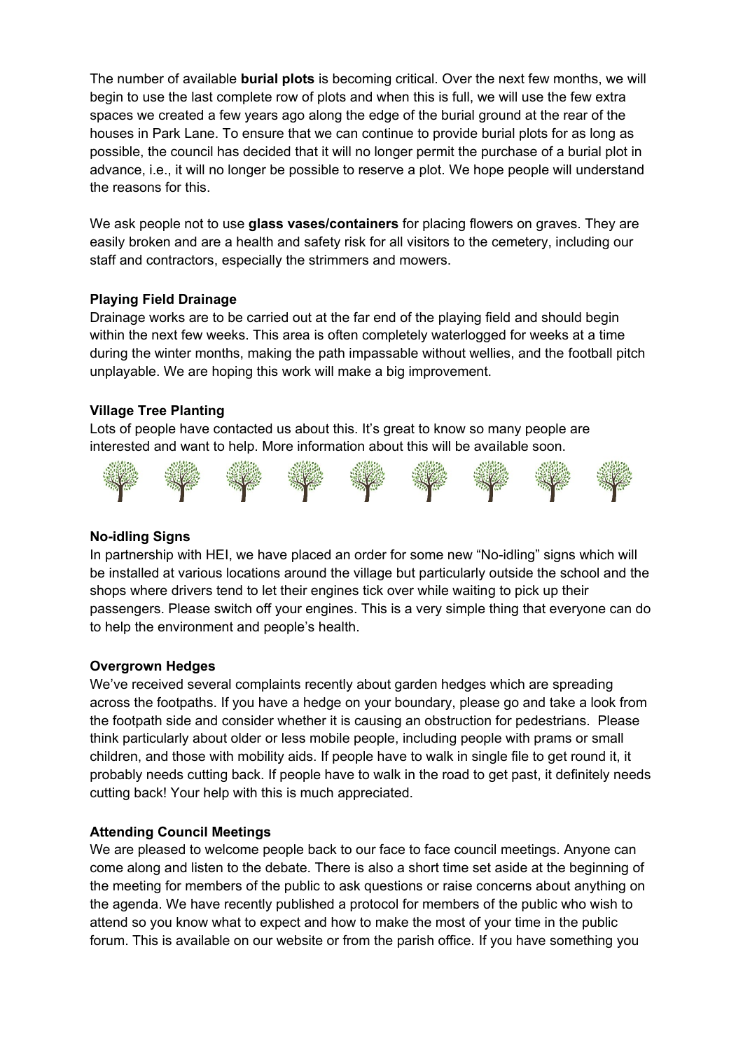The number of available **burial plots** is becoming critical. Over the next few months, we will begin to use the last complete row of plots and when this is full, we will use the few extra spaces we created a few years ago along the edge of the burial ground at the rear of the houses in Park Lane. To ensure that we can continue to provide burial plots for as long as possible, the council has decided that it will no longer permit the purchase of a burial plot in advance, i.e., it will no longer be possible to reserve a plot. We hope people will understand the reasons for this.

We ask people not to use **glass vases/containers** for placing flowers on graves. They are easily broken and are a health and safety risk for all visitors to the cemetery, including our staff and contractors, especially the strimmers and mowers.

**Playing Field Drainage**

Drainage works are to be carried out at the far end of the playing field and should begin within the next few weeks. This area is often completely waterlogged for weeks at a time during the winter months, making the path impassable without wellies, and the football pitch unplayable. We are hoping this work will make a big improvement.

**Village Tree Planting**

Lots of people have contacted us about this. It's great to know so many people are interested and want to help. More information about this will be available soon.

**No-idling Signs**

In partnership with HEI, we have placed an order for some new "No-idling" signs which will be installed at various locations around the village but particularly outside the school and the shops where drivers tend to let their engines tick over while waiting to pick up their passengers. Please switch off your engines. This is a very simple thing that everyone can do to help the environment and people's health.

**Overgrown Hedges**

We've received several complaints recently about garden hedges which are spreading across the footpaths. If you have a hedge on your boundary, please go and take a look from the footpath side and consider whether it is causing an obstruction for pedestrians. Please think particularly about older or less mobile people, including people with prams or small children, and those with mobility aids. If people have to walk in single file to get round it, it probably needs cutting back. If people have to walk in the road to get past, it definitely needs cutting back! Your help with this is much appreciated.

**Attending Council Meetings**

We are pleased to welcome people back to our face to face council meetings. Anyone can come along and listen to the debate. There is also a short time set aside at the beginning of the meeting for members of the public to ask questions or raise concerns about anything on the agenda. We have recently published a protocol for members of the public who wish to attend so you know what to expect and how to make the most of your time in the public forum. This is available on our website or from the parish office. If you have something you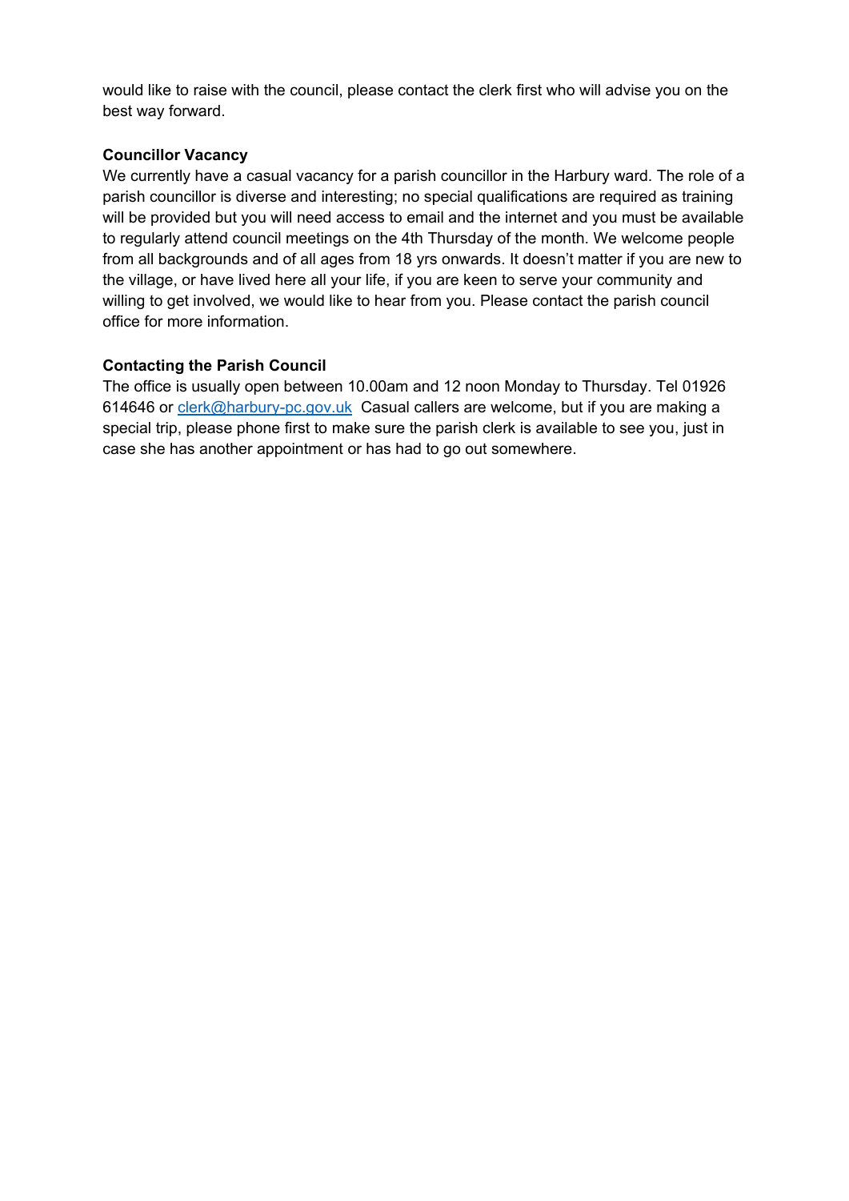would like to raise with the council, please contact the clerk first who will advise you on the best way forward.

**Councillor Vacancy**

We currently have a casual vacancy for a parish councillor in the Harbury ward. The role of a parish councillor is diverse and interesting; no special qualifications are required as training will be provided but you will need access to email and the internet and you must be available to regularly attend council meetings on the 4th Thursday of the month. We welcome people from all backgrounds and of all ages from 18 yrs onwards. It doesn't matter if you are new to the village, or have lived here all your life, if you are keen to serve your community and willing to get involved, we would like to hear from you. Please contact the parish council office for more information.

**Contacting the Parish Council**

The office is usually open between 10.00am and 12 noon Monday to Thursday. Tel 01926 614646 or [clerk@harbury-pc.gov.uk](mailto:clerk@harbury-pc.gov.uk) Casual callers are welcome, but if you are making a special trip, please phone first to make sure the parish clerk is available to see you, just in case she has another appointment or has had to go out somewhere.